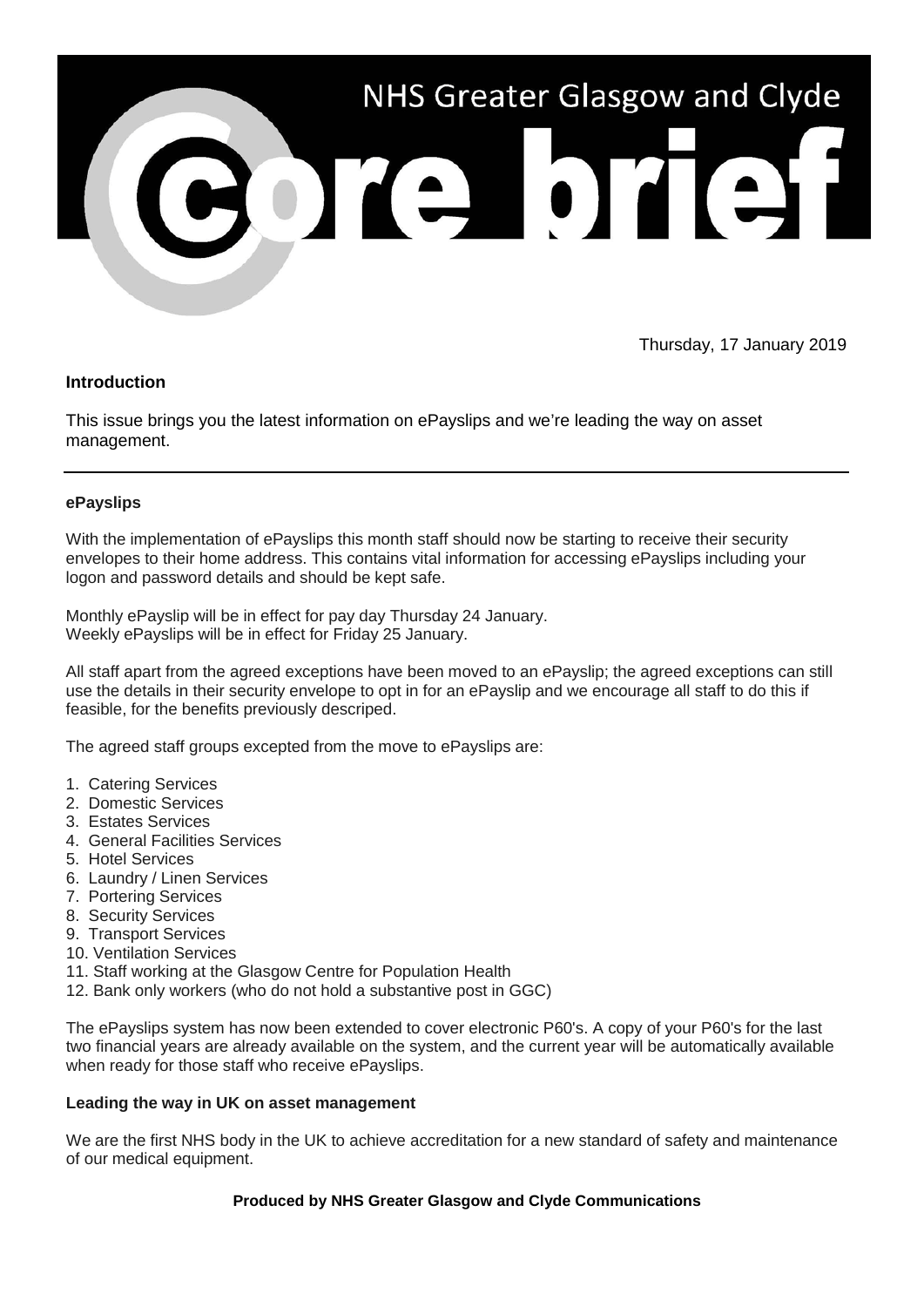# NHS Greater Glasgow and Clyde

# core brief

Thursday, 17 January 2019

## Introduction

This issue brings you the latest information on ePayslips and we're leading the way on asset management.

---

### ePayslips

With the implementation of ePayslips this month staff should now be starting to receive their security envelopes to their home address. This contains vital information for accessing ePayslips including your logon and password details and should be kept safe.

Monthly ePayslip will be in effect for pay day Thursday 24 January.
Weekly ePayslips will be in effect for Friday 25 January.

All staff apart from the agreed exceptions have been moved to an ePayslip; the agreed exceptions can still use the details in their security envelope to opt in for an ePayslip and we encourage all staff to do this if feasible, for the benefits previously descriped.

The agreed staff groups excepted from the move to ePayslips are:

1. Catering Services
2. Domestic Services
3. Estates Services
4. General Facilities Services
5. Hotel Services
6. Laundry / Linen Services
7. Portering Services
8. Security Services
9. Transport Services
10. Ventilation Services
11. Staff working at the Glasgow Centre for Population Health
12. Bank only workers (who do not hold a substantive post in GGC)

The ePayslips system has now been extended to cover electronic P60's. A copy of your P60's for the last two financial years are already available on the system, and the current year will be automatically available when ready for those staff who receive ePayslips.

### Leading the way in UK on asset management

We are the first NHS body in the UK to achieve accreditation for a new standard of safety and maintenance of our medical equipment.

**Produced by NHS Greater Glasgow and Clyde Communications**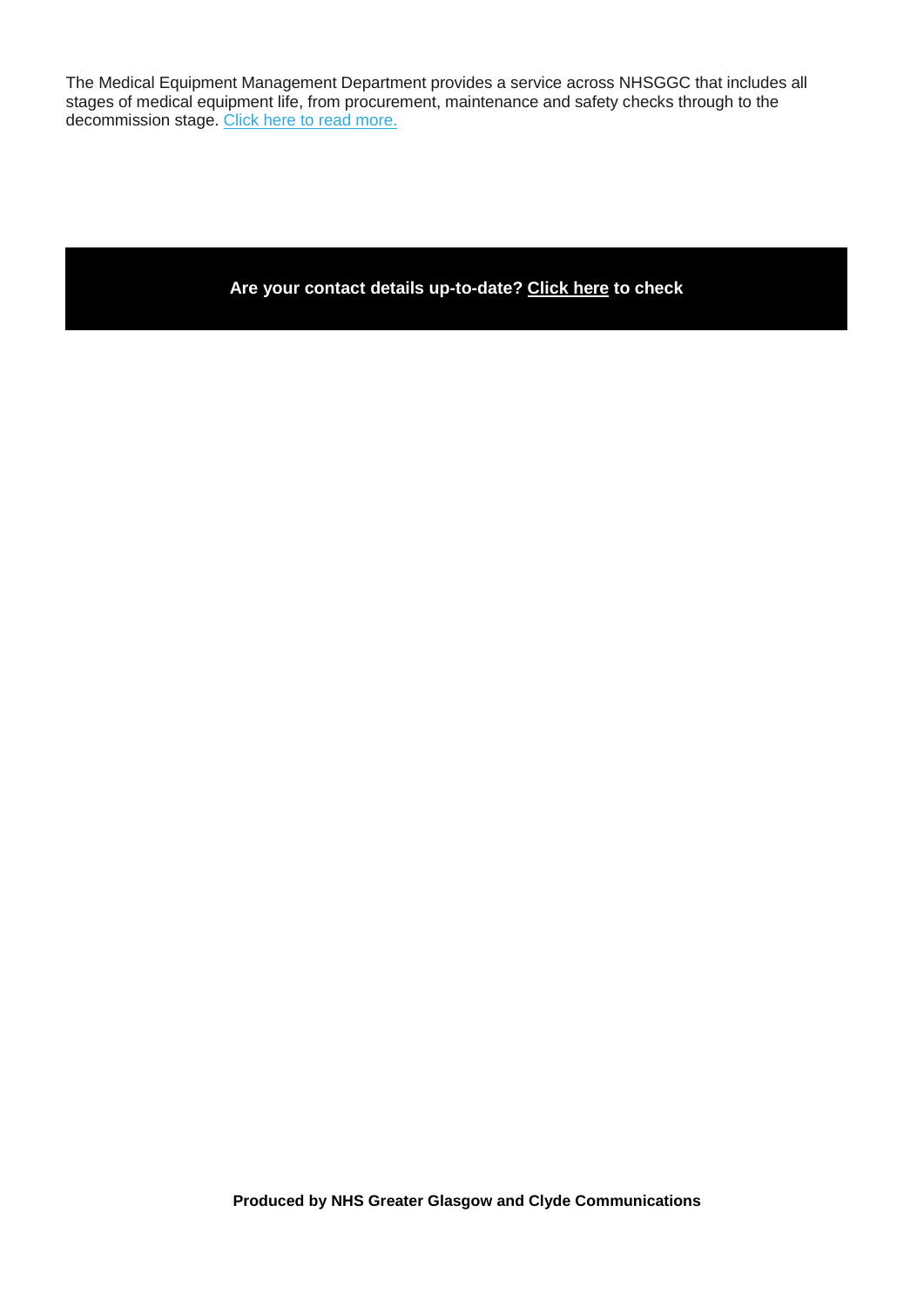The Medical Equipment Management Department provides a service across NHSGGC that includes all stages of medical equipment life, from procurement, maintenance and safety checks through to the decommission stage. Click here to read more.

**Are your contact details up-to-date? Click here to check**

**Produced by NHS Greater Glasgow and Clyde Communications**